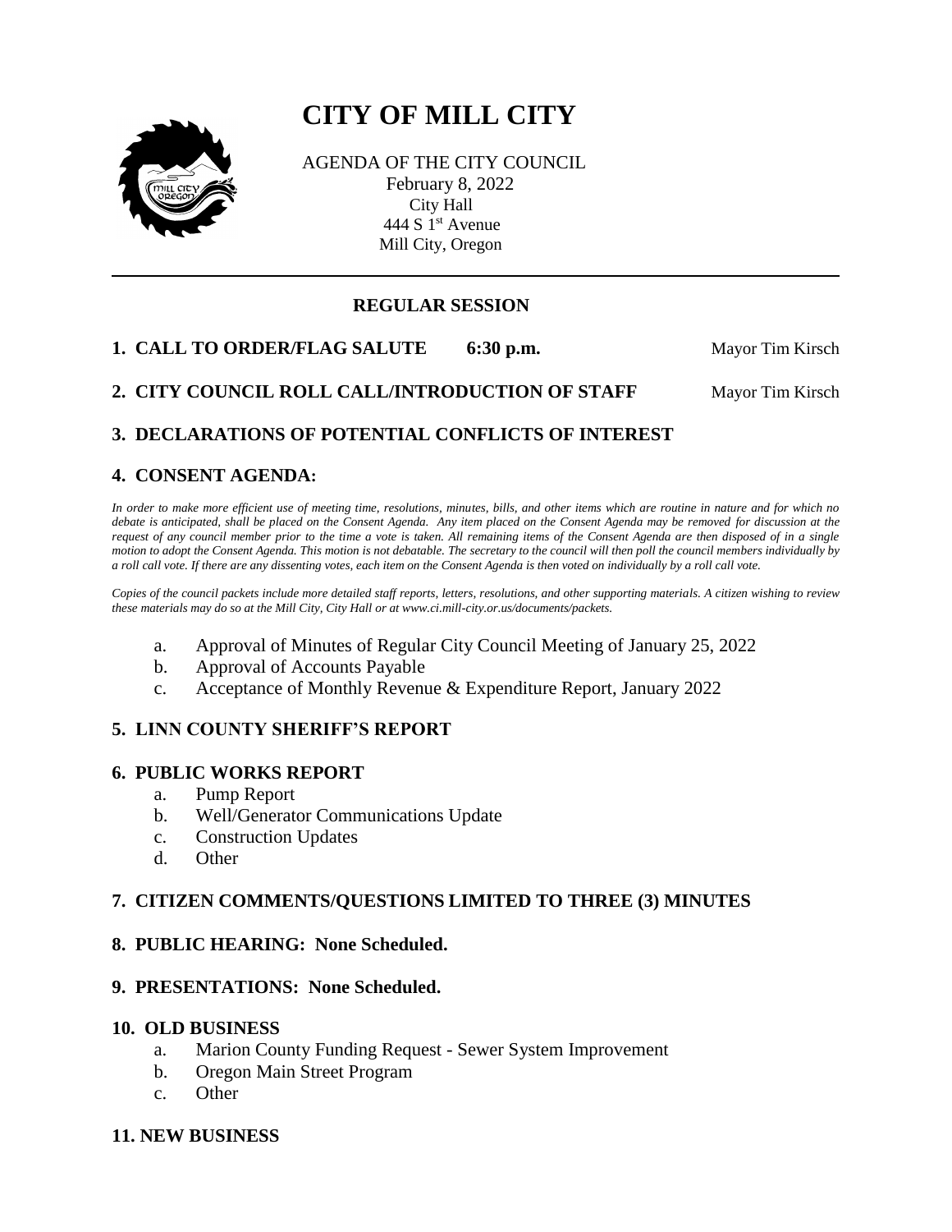# CITY OF MILL CITY

AGENDA OF THE CITY COUNCIL
February 8, 2022
City Hall
444 S 1st Avenue
Mill City, Oregon

---

## REGULAR SESSION

**1. CALL TO ORDER/FLAG SALUTE 6:30 p.m.** Mayor Tim Kirsch

**2. CITY COUNCIL ROLL CALL/INTRODUCTION OF STAFF** Mayor Tim Kirsch

**3. DECLARATIONS OF POTENTIAL CONFLICTS OF INTEREST**

**4. CONSENT AGENDA:**

*In order to make more efficient use of meeting time, resolutions, minutes, bills, and other items which are routine in nature and for which no debate is anticipated, shall be placed on the Consent Agenda. Any item placed on the Consent Agenda may be removed for discussion at the request of any council member prior to the time a vote is taken. All remaining items of the Consent Agenda are then disposed of in a single motion to adopt the Consent Agenda. This motion is not debatable. The secretary to the council will then poll the council members individually by a roll call vote. If there are any dissenting votes, each item on the Consent Agenda is then voted on individually by a roll call vote.*

*Copies of the council packets include more detailed staff reports, letters, resolutions, and other supporting materials. A citizen wishing to review these materials may do so at the Mill City, City Hall or at www.ci.mill-city.or.us/documents/packets.*

a. Approval of Minutes of Regular City Council Meeting of January 25, 2022
b. Approval of Accounts Payable
c. Acceptance of Monthly Revenue & Expenditure Report, January 2022

**5. LINN COUNTY SHERIFF'S REPORT**

**6. PUBLIC WORKS REPORT**

a. Pump Report
b. Well/Generator Communications Update
c. Construction Updates
d. Other

**7. CITIZEN COMMENTS/QUESTIONS LIMITED TO THREE (3) MINUTES**

**8. PUBLIC HEARING: None Scheduled.**

**9. PRESENTATIONS: None Scheduled.**

**10. OLD BUSINESS**

a. Marion County Funding Request - Sewer System Improvement
b. Oregon Main Street Program
c. Other

**11. NEW BUSINESS**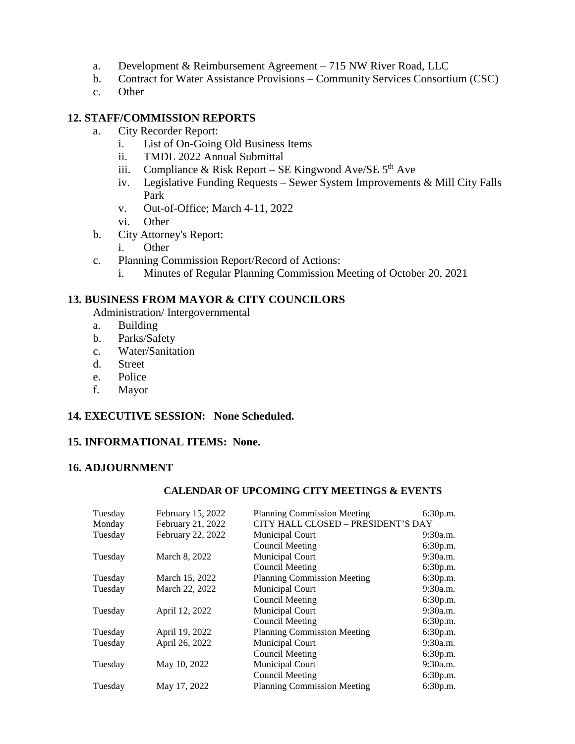a. Development & Reimbursement Agreement – 715 NW River Road, LLC
b. Contract for Water Assistance Provisions – Community Services Consortium (CSC)
c. Other

## 12. STAFF/COMMISSION REPORTS

a. City Recorder Report:
   i. List of On-Going Old Business Items
   ii. TMDL 2022 Annual Submittal
   iii. Compliance & Risk Report – SE Kingwood Ave/SE 5th Ave
   iv. Legislative Funding Requests – Sewer System Improvements & Mill City Falls Park
   v. Out-of-Office; March 4-11, 2022
   vi. Other
b. City Attorney's Report:
   i. Other
c. Planning Commission Report/Record of Actions:
   i. Minutes of Regular Planning Commission Meeting of October 20, 2021

## 13. BUSINESS FROM MAYOR & CITY COUNCILORS

Administration/ Intergovernmental

a. Building
b. Parks/Safety
c. Water/Sanitation
d. Street
e. Police
f. Mayor

## 14. EXECUTIVE SESSION: None Scheduled.

## 15. INFORMATIONAL ITEMS: None.

## 16. ADJOURNMENT

### CALENDAR OF UPCOMING CITY MEETINGS & EVENTS

| | | | |
|---|---|---|---|
| Tuesday | February 15, 2022 | Planning Commission Meeting | 6:30p.m. |
| Monday | February 21, 2022 | CITY HALL CLOSED – PRESIDENT'S DAY | |
| Tuesday | February 22, 2022 | Municipal Court | 9:30a.m. |
| | | Council Meeting | 6:30p.m. |
| Tuesday | March 8, 2022 | Municipal Court | 9:30a.m. |
| | | Council Meeting | 6:30p.m. |
| Tuesday | March 15, 2022 | Planning Commission Meeting | 6:30p.m. |
| Tuesday | March 22, 2022 | Municipal Court | 9:30a.m. |
| | | Council Meeting | 6:30p.m. |
| Tuesday | April 12, 2022 | Municipal Court | 9:30a.m. |
| | | Council Meeting | 6:30p.m. |
| Tuesday | April 19, 2022 | Planning Commission Meeting | 6:30p.m. |
| Tuesday | April 26, 2022 | Municipal Court | 9:30a.m. |
| | | Council Meeting | 6:30p.m. |
| Tuesday | May 10, 2022 | Municipal Court | 9:30a.m. |
| | | Council Meeting | 6:30p.m. |
| Tuesday | May 17, 2022 | Planning Commission Meeting | 6:30p.m. |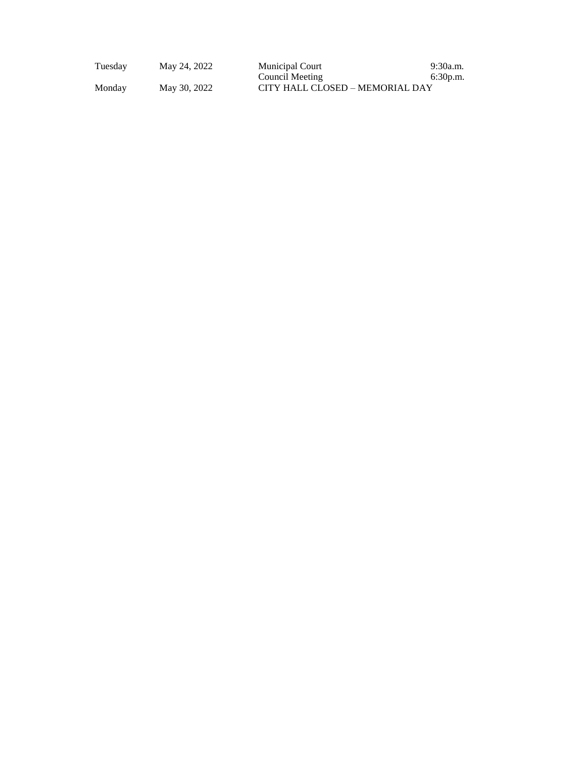| | | | |
|---|---|---|---|
| Tuesday | May 24, 2022 | Municipal Court | 9:30a.m. |
| | | Council Meeting | 6:30p.m. |
| Monday | May 30, 2022 | CITY HALL CLOSED – MEMORIAL DAY | |